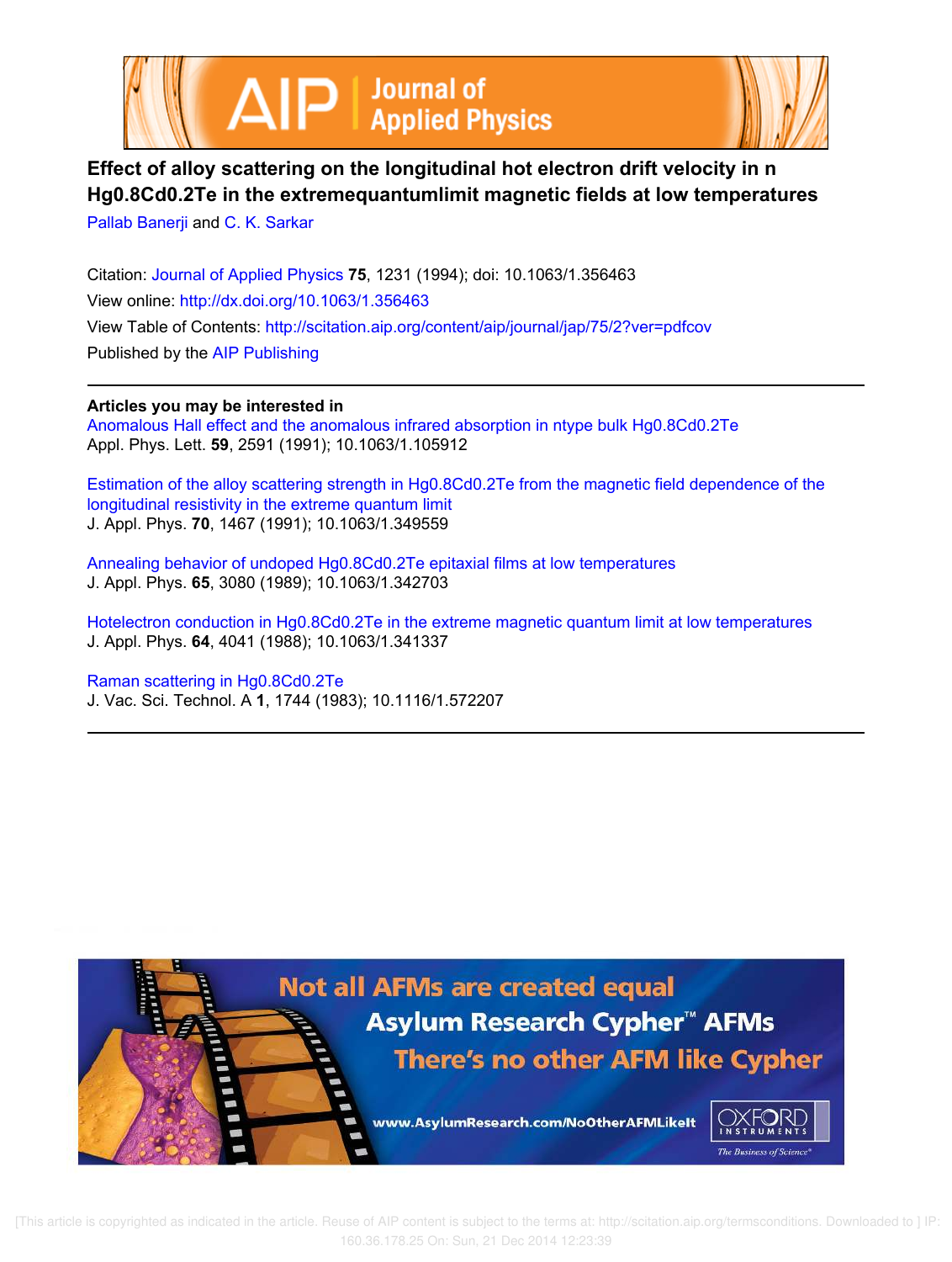# Effect of alloy scattering on the longitudinal hot electron drift velocity in n Hg0.8Cd0.2Te in the extremequantumlimit magnetic fields at low temperatures

Pallab Banerji and C. K. Sarkar

Citation: Journal of Applied Physics **75**, 1231 (1994); doi: 10.1063/1.356463

View online: http://dx.doi.org/10.1063/1.356463

View Table of Contents: http://scitation.aip.org/content/aip/journal/jap/75/2?ver=pdfcov

Published by the AIP Publishing

**Articles you may be interested in**

Anomalous Hall effect and the anomalous infrared absorption in ntype bulk Hg0.8Cd0.2Te
Appl. Phys. Lett. **59**, 2591 (1991); 10.1063/1.105912

Estimation of the alloy scattering strength in Hg0.8Cd0.2Te from the magnetic field dependence of the longitudinal resistivity in the extreme quantum limit
J. Appl. Phys. **70**, 1467 (1991); 10.1063/1.349559

Annealing behavior of undoped Hg0.8Cd0.2Te epitaxial films at low temperatures
J. Appl. Phys. **65**, 3080 (1989); 10.1063/1.342703

Hotelectron conduction in Hg0.8Cd0.2Te in the extreme magnetic quantum limit at low temperatures
J. Appl. Phys. **64**, 4041 (1988); 10.1063/1.341337

Raman scattering in Hg0.8Cd0.2Te
J. Vac. Sci. Technol. A **1**, 1744 (1983); 10.1116/1.572207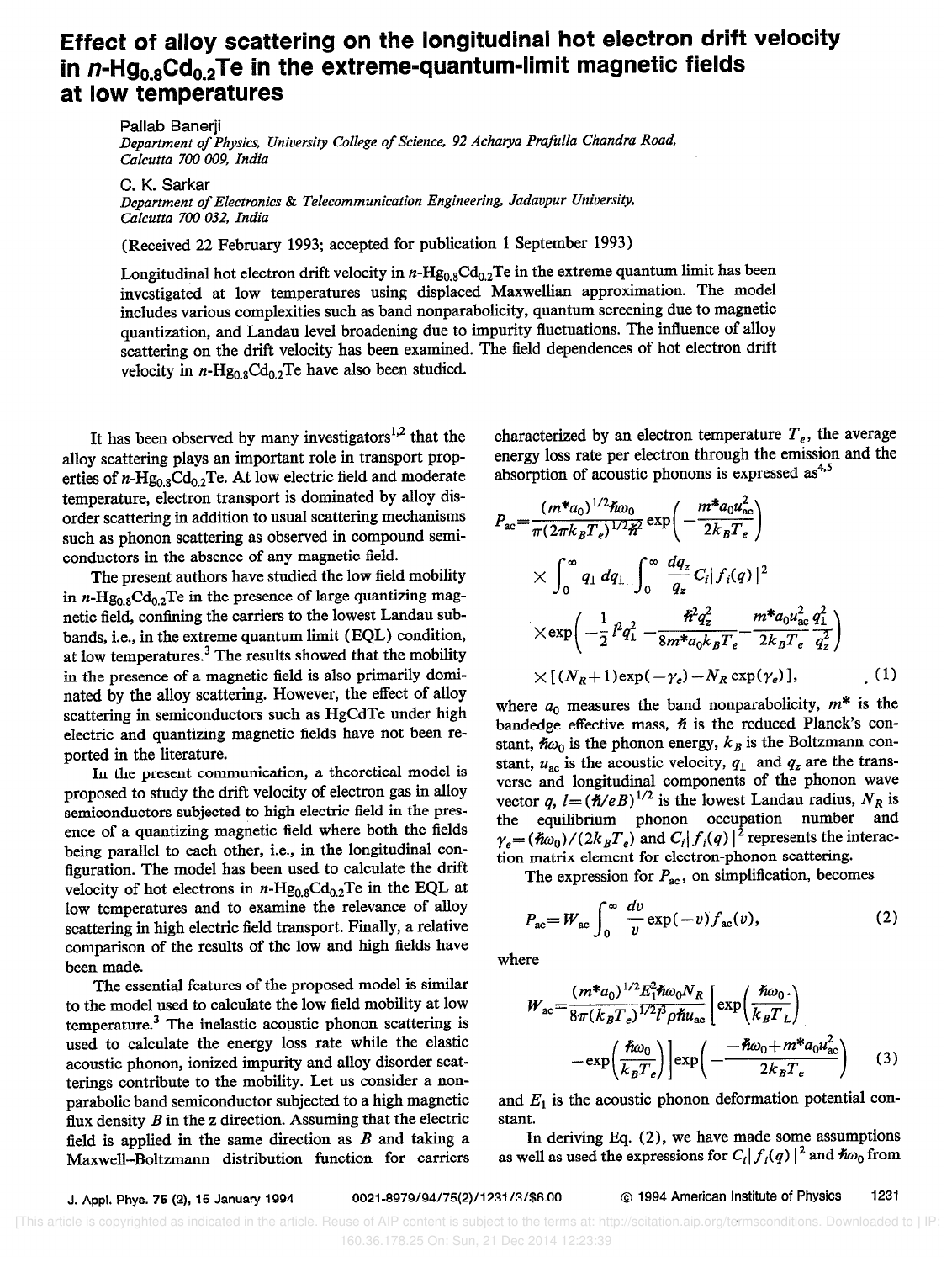# Effect of alloy scattering on the longitudinal hot electron drift velocity in $n$-$Hg_{0.8}Cd_{0.2}Te$ in the extreme-quantum-limit magnetic fields at low temperatures

Pallab Banerji

*Department of Physics, University College of Science, 92 Acharya Prafulla Chandra Road, Calcutta 700 009, India*

C. K. Sarkar

*Department of Electronics & Telecommunication Engineering, Jadavpur University, Calcutta 700 032, India*

(Received 22 February 1993; accepted for publication 1 September 1993)

Longitudinal hot electron drift velocity in $n$-$Hg_{0.8}Cd_{0.2}Te$ in the extreme quantum limit has been investigated at low temperatures using displaced Maxwellian approximation. The model includes various complexities such as band nonparabolicity, quantum screening due to magnetic quantization, and Landau level broadening due to impurity fluctuations. The influence of alloy scattering on the drift velocity has been examined. The field dependences of hot electron drift velocity in $n$-$Hg_{0.8}Cd_{0.2}Te$ have also been studied.

It has been observed by many investigators[1,2] that the alloy scattering plays an important role in transport properties of $n$-$Hg_{0.8}Cd_{0.2}Te$. At low electric field and moderate temperature, electron transport is dominated by alloy disorder scattering in addition to usual scattering mechanisms such as phonon scattering as observed in compound semiconductors in the absence of any magnetic field.

The present authors have studied the low field mobility in $n$-$Hg_{0.8}Cd_{0.2}Te$ in the presence of large quantizing magnetic field, confining the carriers to the lowest Landau subbands, i.e., in the extreme quantum limit (EQL) condition, at low temperatures.[3] The results showed that the mobility in the presence of a magnetic field is also primarily dominated by the alloy scattering. However, the effect of alloy scattering in semiconductors such as HgCdTe under high electric and quantizing magnetic fields have not been reported in the literature.

In the present communication, a theoretical model is proposed to study the drift velocity of electron gas in alloy semiconductors subjected to high electric field in the presence of a quantizing magnetic field where both the fields being parallel to each other, i.e., in the longitudinal configuration. The model has been used to calculate the drift velocity of hot electrons in $n$-$Hg_{0.8}Cd_{0.2}Te$ in the EQL at low temperatures and to examine the relevance of alloy scattering in high electric field transport. Finally, a relative comparison of the results of the low and high fields have been made.

The essential features of the proposed model is similar to the model used to calculate the low field mobility at low temperature.[3] The inelastic acoustic phonon scattering is used to calculate the energy loss rate while the elastic acoustic phonon, ionized impurity and alloy disorder scatterings contribute to the mobility. Let us consider a nonparabolic band semiconductor subjected to a high magnetic flux density $B$ in the z direction. Assuming that the electric field is applied in the same direction as $B$ and taking a Maxwell–Boltzmann distribution function for carriers characterized by an electron temperature $T_e$, the average energy loss rate per electron through the emission and the absorption of acoustic phonons is expressed as[4,5]

$$P_{\mathrm{ac}}=\frac{(m^*a_0)^{1/2}\hbar\omega_0}{\pi(2\pi k_BT_e)^{1/2}\hbar^2}\exp\left(-\frac{m^*a_0u_{\mathrm{ac}}^2}{2k_BT_e}\right)\times\int_0^\infty q_\perp\,dq_\perp\int_0^\infty\frac{dq_z}{q_z}C_i|f_i(q)|^2\times\exp\left(-\frac{1}{2}l^2q_\perp^2-\frac{\hbar^2q_z^2}{8m^*a_0k_BT_e}-\frac{m^*a_0u_{\mathrm{ac}}^2}{2k_BT_e}\frac{q_\perp^2}{q_z^2}\right)\times[(N_R+1)\exp(-\gamma_e)-N_R\exp(\gamma_e)],\quad(1)$$

where $a_0$ measures the band nonparabolicity, $m^*$ is the bandedge effective mass, $\hbar$ is the reduced Planck's constant, $\hbar\omega_0$ is the phonon energy, $k_B$ is the Boltzmann constant, $u_{\mathrm{ac}}$ is the acoustic velocity, $q_\perp$ and $q_z$ are the transverse and longitudinal components of the phonon wave vector $q$, $l=(\hbar/eB)^{1/2}$ is the lowest Landau radius, $N_R$ is the equilibrium phonon occupation number and $\gamma_e=(\hbar\omega_0)/(2k_BT_e)$ and $C_i|f_i(q)|^2$ represents the interaction matrix element for electron-phonon scattering.

The expression for $P_{\mathrm{ac}}$, on simplification, becomes

$$P_{\mathrm{ac}}=W_{\mathrm{ac}}\int_0^\infty\frac{dv}{v}\exp(-v)f_{\mathrm{ac}}(v),\quad(2)$$

where

$$W_{\mathrm{ac}}=\frac{(m^*a_0)^{1/2}E_1^2\hbar\omega_0N_R}{8\pi(k_BT_e)^{1/2}l^3\rho\hbar u_{\mathrm{ac}}}\left[\exp\left(\frac{\hbar\omega_0}{k_BT_L}\right)-\exp\left(\frac{\hbar\omega_0}{k_BT_e}\right)\right]\exp\left(-\frac{-\hbar\omega_0+m^*a_0u_{\mathrm{ac}}^2}{2k_BT_e}\right)\quad(3)$$

and $E_1$ is the acoustic phonon deformation potential constant.

In deriving Eq. (2), we have made some assumptions as well as used the expressions for $C_i|f_i(q)|^2$ and $\hbar\omega_0$ from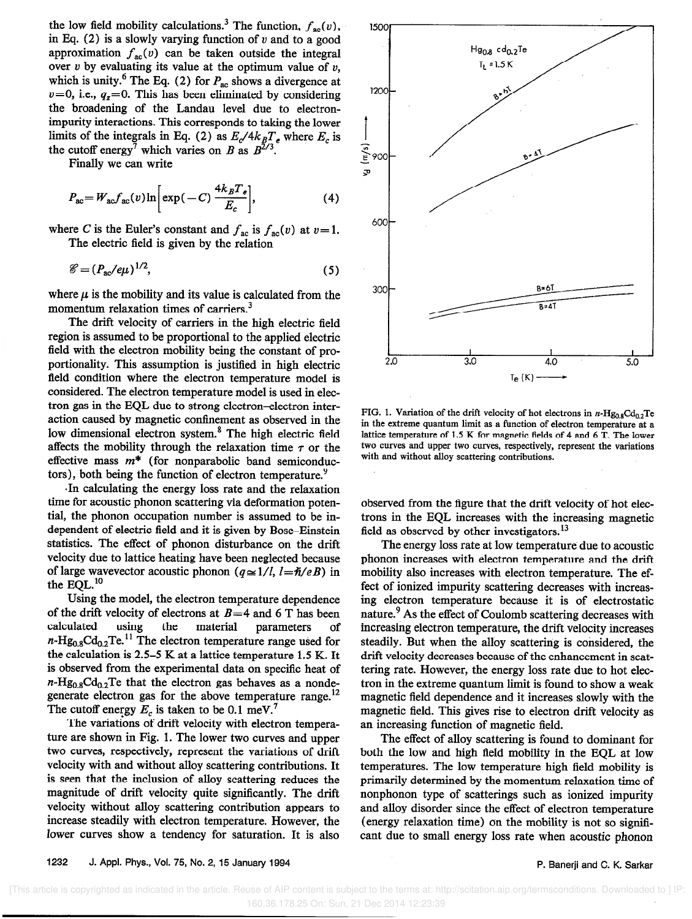the low field mobility calculations.[3] The function, $f_{ac}(v)$, in Eq. (2) is a slowly varying function of $v$ and to a good approximation $f_{ac}(v)$ can be taken outside the integral over $v$ by evaluating its value at the optimum value of $v$, which is unity.[6] The Eq. (2) for $P_{ac}$ shows a divergence at $v=0$, i.e., $q_z=0$. This has been eliminated by considering the broadening of the Landau level due to electron-impurity interactions. This corresponds to taking the lower limits of the integrals in Eq. (2) as $E_c/4k_BT_e$ where $E_c$ is the cutoff energy[7] which varies on $B$ as $B^{2/3}$.

Finally we can write

$$P_{ac}=W_{ac}f_{ac}(v)\ln\left[\exp(-C)\frac{4k_BT_e}{E_c}\right], \tag{4}$$

where $C$ is the Euler's constant and $f_{ac}$ is $f_{ac}(v)$ at $v=1$.

The electric field is given by the relation

$$\mathscr{E}=(P_{ac}/e\mu)^{1/2}, \tag{5}$$

where $\mu$ is the mobility and its value is calculated from the momentum relaxation times of carriers.[3]

The drift velocity of carriers in the high electric field region is assumed to be proportional to the applied electric field with the electron mobility being the constant of proportionality. This assumption is justified in high electric field condition where the electron temperature model is considered. The electron temperature model is used in electron gas in the EQL due to strong electron–electron interaction caused by magnetic confinement as observed in the low dimensional electron system.[8] The high electric field affects the mobility through the relaxation time $\tau$ or the effective mass $m^*$ (for nonparabolic band semiconductors), both being the function of electron temperature.[9]

In calculating the energy loss rate and the relaxation time for acoustic phonon scattering via deformation potential, the phonon occupation number is assumed to be independent of electric field and it is given by Bose–Einstein statistics. The effect of phonon disturbance on the drift velocity due to lattice heating have been neglected because of large wavevector acoustic phonon ($q\simeq 1/l$, $l=\hbar/eB$) in the EQL.[10]

Using the model, the electron temperature dependence of the drift velocity of electrons at $B=4$ and 6 T has been calculated using the material parameters of $n$-$Hg_{0.8}Cd_{0.2}Te$.[11] The electron temperature range used for the calculation is 2.5–5 K at a lattice temperature 1.5 K. It is observed from the experimental data on specific heat of $n$-$Hg_{0.8}Cd_{0.2}Te$ that the electron gas behaves as a nondegenerate electron gas for the above temperature range.[12] The cutoff energy $E_c$ is taken to be 0.1 meV.[7]

The variations of drift velocity with electron temperature are shown in Fig. 1. The lower two curves and upper two curves, respectively, represent the variations of drift velocity with and without alloy scattering contributions. It is seen that the inclusion of alloy scattering reduces the magnitude of drift velocity quite significantly. The drift velocity without alloy scattering contribution appears to increase steadily with electron temperature. However, the lower curves show a tendency for saturation. It is also observed from the figure that the drift velocity of hot electrons in the EQL increases with the increasing magnetic field as observed by other investigators.[13]

FIG. 1. Variation of the drift velocity of hot electrons in $n$-$Hg_{0.8}Cd_{0.2}Te$ in the extreme quantum limit as a function of electron temperature at a lattice temperature of 1.5 K for magnetic fields of 4 and 6 T. The lower two curves and upper two curves, respectively, represent the variations with and without alloy scattering contributions.

The energy loss rate at low temperature due to acoustic phonon increases with electron temperature and the drift mobility also increases with electron temperature. The effect of ionized impurity scattering decreases with increasing electron temperature because it is of electrostatic nature.[9] As the effect of Coulomb scattering decreases with increasing electron temperature, the drift velocity increases steadily. But when the alloy scattering is considered, the drift velocity decreases because of the enhancement in scattering rate. However, the energy loss rate due to hot electron in the extreme quantum limit is found to show a weak magnetic field dependence and it increases slowly with the magnetic field. This gives rise to electron drift velocity as an increasing function of magnetic field.

The effect of alloy scattering is found to dominant for both the low and high field mobility in the EQL at low temperatures. The low temperature high field mobility is primarily determined by the momentum relaxation time of nonphonon type of scatterings such as ionized impurity and alloy disorder since the effect of electron temperature (energy relaxation time) on the mobility is not so significant due to small energy loss rate when acoustic phonon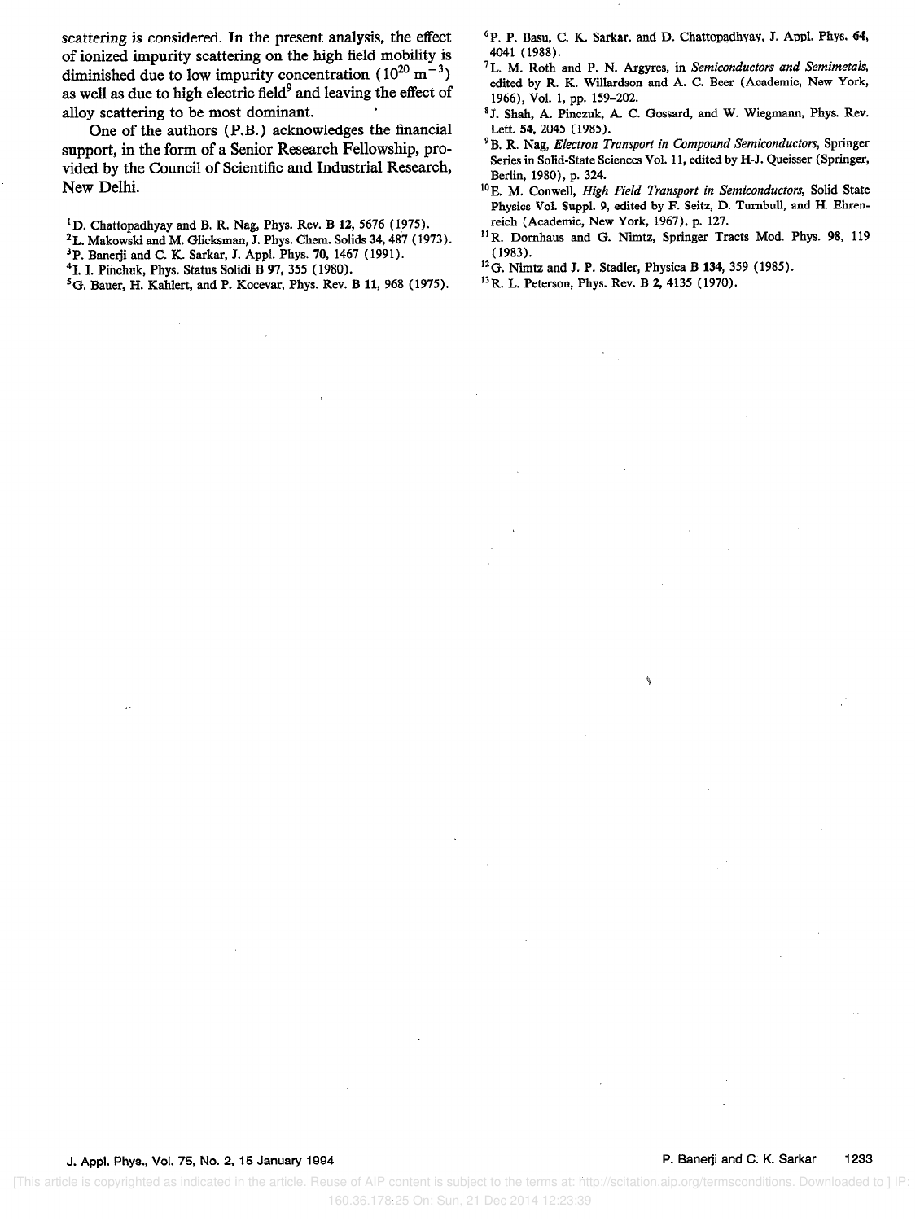scattering is considered. In the present analysis, the effect of ionized impurity scattering on the high field mobility is diminished due to low impurity concentration ($10^{20}$ m$^{-3}$) as well as due to high electric field[9] and leaving the effect of alloy scattering to be most dominant.

One of the authors (P.B.) acknowledges the financial support, in the form of a Senior Research Fellowship, provided by the Council of Scientific and Industrial Research, New Delhi.

[1] D. Chattopadhyay and B. R. Nag, Phys. Rev. B **12**, 5676 (1975).
[2] L. Makowski and M. Glicksman, J. Phys. Chem. Solids **34**, 487 (1973).
[3] P. Banerji and C. K. Sarkar, J. Appl. Phys. **70**, 1467 (1991).
[4] I. I. Pinchuk, Phys. Status Solidi B **97**, 355 (1980).
[5] G. Bauer, H. Kahlert, and P. Kocevar, Phys. Rev. B **11**, 968 (1975).
[6] P. P. Basu, C. K. Sarkar, and D. Chattopadhyay, J. Appl. Phys. **64**, 4041 (1988).
[7] L. M. Roth and P. N. Argyres, in *Semiconductors and Semimetals*, edited by R. K. Willardson and A. C. Beer (Academic, New York, 1966), Vol. 1, pp. 159–202.
[8] J. Shah, A. Pinczuk, A. C. Gossard, and W. Wiegmann, Phys. Rev. Lett. **54**, 2045 (1985).
[9] B. R. Nag, *Electron Transport in Compound Semiconductors*, Springer Series in Solid-State Sciences Vol. 11, edited by H-J. Queisser (Springer, Berlin, 1980), p. 324.
[10] E. M. Conwell, *High Field Transport in Semiconductors*, Solid State Physics Vol. Suppl. 9, edited by F. Seitz, D. Turnbull, and H. Ehrenreich (Academic, New York, 1967), p. 127.
[11] R. Dornhaus and G. Nimtz, Springer Tracts Mod. Phys. **98**, 119 (1983).
[12] G. Nimtz and J. P. Stadler, Physica B **134**, 359 (1985).
[13] R. L. Peterson, Phys. Rev. B **2**, 4135 (1970).